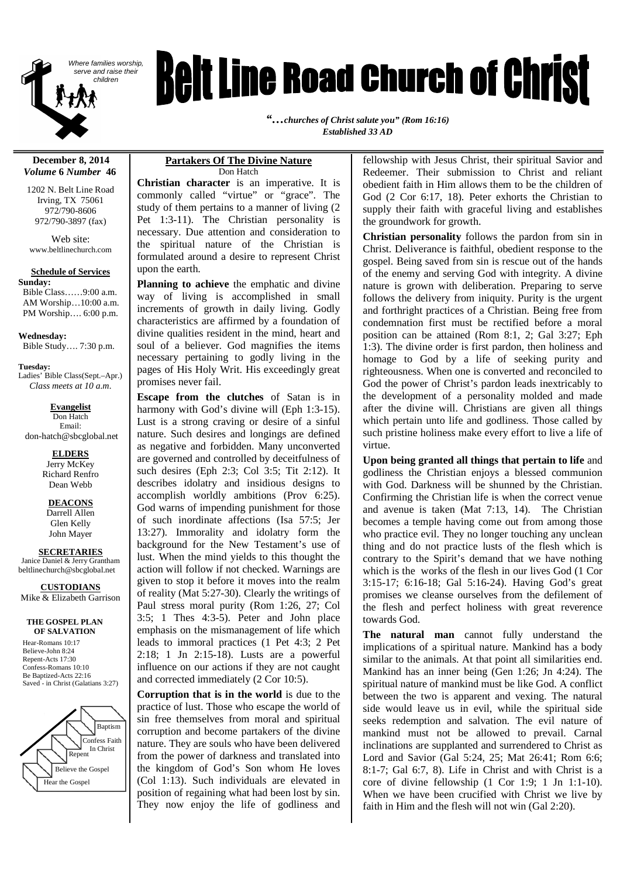# Belt Line Road Church of Christ

*Where families worship, serve and raise their children*

*"…churches of Christ salute you" (Rom 16:16)*
*Established 33 AD*

**December 8, 2014**
***Volume* 6 *Number* 46**

1202 N. Belt Line Road
Irving, TX 75061
972/790-8606
972/790-3897 (fax)

Web site:
www.beltlinechurch.com

**Schedule of Services**

**Sunday:**
Bible Class……9:00 a.m.
AM Worship…10:00 a.m.
PM Worship…. 6:00 p.m.

**Wednesday:**
Bible Study…. 7:30 p.m.

**Tuesday:**
Ladies' Bible Class(Sept.–Apr.)
*Class meets at 10 a.m.*

**Evangelist**
Don Hatch
Email:
don-hatch@sbcglobal.net

**ELDERS**
Jerry McKey
Richard Renfro
Dean Webb

**DEACONS**
Darrell Allen
Glen Kelly
John Mayer

**SECRETARIES**
Janice Daniel & Jerry Grantham
beltlinechurch@sbcglobal.net

**CUSTODIANS**
Mike & Elizabeth Garrison

**THE GOSPEL PLAN OF SALVATION**

Hear-Romans 10:17
Believe-John 8:24
Repent-Acts 17:30
Confess-Romans 10:10
Be Baptized-Acts 22:16
Saved - in Christ (Galatians 3:27)

Hear the Gospel
Believe the Gospel
Repent
Confess Faith In Christ
Baptism

## Partakers Of The Divine Nature

Don Hatch

**Christian character** is an imperative. It is commonly called "virtue" or "grace". The study of them pertains to a manner of living (2 Pet 1:3-11). The Christian personality is necessary. Due attention and consideration to the spiritual nature of the Christian is formulated around a desire to represent Christ upon the earth.

**Planning to achieve** the emphatic and divine way of living is accomplished in small increments of growth in daily living. Godly characteristics are affirmed by a foundation of divine qualities resident in the mind, heart and soul of a believer. God magnifies the items necessary pertaining to godly living in the pages of His Holy Writ. His exceedingly great promises never fail.

**Escape from the clutches** of Satan is in harmony with God's divine will (Eph 1:3-15). Lust is a strong craving or desire of a sinful nature. Such desires and longings are defined as negative and forbidden. Many unconverted are governed and controlled by deceitfulness of such desires (Eph 2:3; Col 3:5; Tit 2:12). It describes idolatry and insidious designs to accomplish worldly ambitions (Prov 6:25). God warns of impending punishment for those of such inordinate affections (Isa 57:5; Jer 13:27). Immorality and idolatry form the background for the New Testament's use of lust. When the mind yields to this thought the action will follow if not checked. Warnings are given to stop it before it moves into the realm of reality (Mat 5:27-30). Clearly the writings of Paul stress moral purity (Rom 1:26, 27; Col 3:5; 1 Thes 4:3-5). Peter and John place emphasis on the mismanagement of life which leads to immoral practices (1 Pet 4:3; 2 Pet 2:18; 1 Jn 2:15-18). Lusts are a powerful influence on our actions if they are not caught and corrected immediately (2 Cor 10:5).

**Corruption that is in the world** is due to the practice of lust. Those who escape the world of sin free themselves from moral and spiritual corruption and become partakers of the divine nature. They are souls who have been delivered from the power of darkness and translated into the kingdom of God's Son whom He loves (Col 1:13). Such individuals are elevated in position of regaining what had been lost by sin. They now enjoy the life of godliness and fellowship with Jesus Christ, their spiritual Savior and Redeemer. Their submission to Christ and reliant obedient faith in Him allows them to be the children of God (2 Cor 6:17, 18). Peter exhorts the Christian to supply their faith with graceful living and establishes the groundwork for growth.

**Christian personality** follows the pardon from sin in Christ. Deliverance is faithful, obedient response to the gospel. Being saved from sin is rescue out of the hands of the enemy and serving God with integrity. A divine nature is grown with deliberation. Preparing to serve follows the delivery from iniquity. Purity is the urgent and forthright practices of a Christian. Being free from condemnation first must be rectified before a moral position can be attained (Rom 8:1, 2; Gal 3:27; Eph 1:3). The divine order is first pardon, then holiness and homage to God by a life of seeking purity and righteousness. When one is converted and reconciled to God the power of Christ's pardon leads inextricably to the development of a personality molded and made after the divine will. Christians are given all things which pertain unto life and godliness. Those called by such pristine holiness make every effort to live a life of virtue.

**Upon being granted all things that pertain to life** and godliness the Christian enjoys a blessed communion with God. Darkness will be shunned by the Christian. Confirming the Christian life is when the correct venue and avenue is taken (Mat 7:13, 14). The Christian becomes a temple having come out from among those who practice evil. They no longer touching any unclean thing and do not practice lusts of the flesh which is contrary to the Spirit's demand that we have nothing which is the works of the flesh in our lives God (1 Cor 3:15-17; 6:16-18; Gal 5:16-24). Having God's great promises we cleanse ourselves from the defilement of the flesh and perfect holiness with great reverence towards God.

**The natural man** cannot fully understand the implications of a spiritual nature. Mankind has a body similar to the animals. At that point all similarities end. Mankind has an inner being (Gen 1:26; Jn 4:24). The spiritual nature of mankind must be like God. A conflict between the two is apparent and vexing. The natural side would leave us in evil, while the spiritual side seeks redemption and salvation. The evil nature of mankind must not be allowed to prevail. Carnal inclinations are supplanted and surrendered to Christ as Lord and Savior (Gal 5:24, 25; Mat 26:41; Rom 6:6; 8:1-7; Gal 6:7, 8). Life in Christ and with Christ is a core of divine fellowship (1 Cor 1:9; 1 Jn 1:1-10). When we have been crucified with Christ we live by faith in Him and the flesh will not win (Gal 2:20).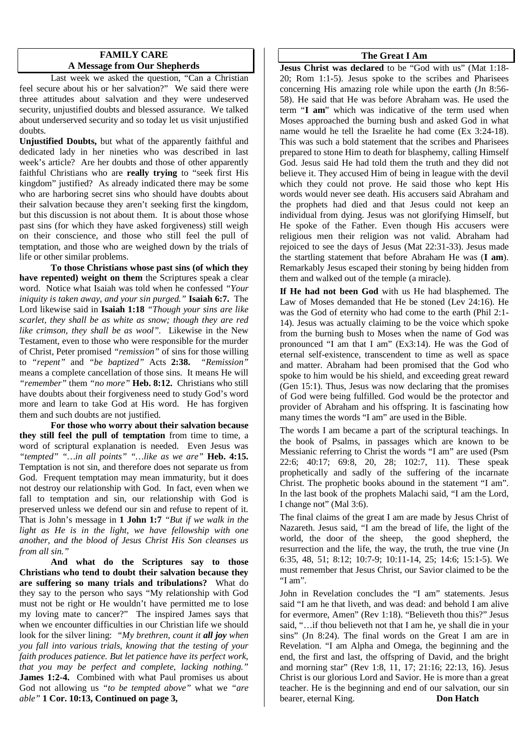## FAMILY CARE
## A Message from Our Shepherds

Last week we asked the question, "Can a Christian feel secure about his or her salvation?" We said there were three attitudes about salvation and they were undeserved security, unjustified doubts and blessed assurance. We talked about underserved security and so today let us visit unjustified doubts.

**Unjustified Doubts,** but what of the apparently faithful and dedicated lady in her nineties who was described in last week's article? Are her doubts and those of other apparently faithful Christians who are **really trying** to "seek first His kingdom" justified? As already indicated there may be some who are harboring secret sins who should have doubts about their salvation because they aren't seeking first the kingdom, but this discussion is not about them. It is about those whose past sins (for which they have asked forgiveness) still weigh on their conscience, and those who still feel the pull of temptation, and those who are weighed down by the trials of life or other similar problems.

**To those Christians whose past sins (of which they have repented) weight on them** the Scriptures speak a clear word. Notice what Isaiah was told when he confessed *"Your iniquity is taken away, and your sin purged."* **Isaiah 6:7.** The Lord likewise said in **Isaiah 1:18** *"Though your sins are like scarlet, they shall be as white as snow; though they are red like crimson, they shall be as wool".* Likewise in the New Testament, even to those who were responsible for the murder of Christ, Peter promised *"remission"* of sins for those willing to *"repent"* and *"be baptized"* Acts **2:38.** *"Remission"* means a complete cancellation of those sins. It means He will *"remember"* them *"no more"* **Heb. 8:12.** Christians who still have doubts about their forgiveness need to study God's word more and learn to take God at His word. He has forgiven them and such doubts are not justified.

**For those who worry about their salvation because they still feel the pull of temptation** from time to time, a word of scriptural explanation is needed. Even Jesus was *"tempted" "…in all points" "…like as we are"* **Heb. 4:15.** Temptation is not sin, and therefore does not separate us from God. Frequent temptation may mean immaturity, but it does not destroy our relationship with God. In fact, even when we fall to temptation and sin, our relationship with God is preserved unless we defend our sin and refuse to repent of it. That is John's message in **1 John 1:7** *"But if we walk in the light as He is in the light, we have fellowship with one another, and the blood of Jesus Christ His Son cleanses us from all sin."*

**And what do the Scriptures say to those Christians who tend to doubt their salvation because they are suffering so many trials and tribulations?** What do they say to the person who says "My relationship with God must not be right or He wouldn't have permitted me to lose my loving mate to cancer?" The inspired James says that when we encounter difficulties in our Christian life we should look for the silver lining: *"My brethren, count it **all joy** when you fall into various trials, knowing that the testing of your faith produces patience. But let patience have its perfect work, that you may be perfect and complete, lacking nothing."* **James 1:2-4.** Combined with what Paul promises us about God not allowing us *"to be tempted above"* what we *"are able"* **1 Cor. 10:13, Continued on page 3,**

## The Great I Am

**Jesus Christ was declared** to be "God with us" (Mat 1:18-20; Rom 1:1-5). Jesus spoke to the scribes and Pharisees concerning His amazing role while upon the earth (Jn 8:56-58). He said that He was before Abraham was. He used the term "**I am**" which was indicative of the term used when Moses approached the burning bush and asked God in what name would he tell the Israelite he had come (Ex 3:24-18). This was such a bold statement that the scribes and Pharisees prepared to stone Him to death for blasphemy, calling Himself God. Jesus said He had told them the truth and they did not believe it. They accused Him of being in league with the devil which they could not prove. He said those who kept His words would never see death. His accusers said Abraham and the prophets had died and that Jesus could not keep an individual from dying. Jesus was not glorifying Himself, but He spoke of the Father. Even though His accusers were religious men their religion was not valid. Abraham had rejoiced to see the days of Jesus (Mat 22:31-33). Jesus made the startling statement that before Abraham He was (**I am**). Remarkably Jesus escaped their stoning by being hidden from them and walked out of the temple (a miracle).

**If He had not been God** with us He had blasphemed. The Law of Moses demanded that He be stoned (Lev 24:16). He was the God of eternity who had come to the earth (Phil 2:1-14). Jesus was actually claiming to be the voice which spoke from the burning bush to Moses when the name of God was pronounced "I am that I am" (Ex3:14). He was the God of eternal self-existence, transcendent to time as well as space and matter. Abraham had been promised that the God who spoke to him would be his shield, and exceeding great reward (Gen 15:1). Thus, Jesus was now declaring that the promises of God were being fulfilled. God would be the protector and provider of Abraham and his offspring. It is fascinating how many times the words "I am" are used in the Bible.

The words I am became a part of the scriptural teachings. In the book of Psalms, in passages which are known to be Messianic referring to Christ the words "I am" are used (Psm 22:6; 40:17; 69:8, 20, 28; 102:7, 11). These speak prophetically and sadly of the suffering of the incarnate Christ. The prophetic books abound in the statement "I am". In the last book of the prophets Malachi said, "I am the Lord, I change not" (Mal 3:6).

The final claims of the great I am are made by Jesus Christ of Nazareth. Jesus said, "I am the bread of life, the light of the world, the door of the sheep, the good shepherd, the resurrection and the life, the way, the truth, the true vine (Jn 6:35, 48, 51; 8:12; 10:7-9; 10:11-14, 25; 14:6; 15:1-5). We must remember that Jesus Christ, our Savior claimed to be the "I am".

John in Revelation concludes the "I am" statements. Jesus said "I am he that liveth, and was dead: and behold I am alive for evermore, Amen" (Rev 1:18). "Believeth thou this?" Jesus said, "…if thou believeth not that I am he, ye shall die in your sins" (Jn 8:24). The final words on the Great I am are in Revelation. "I am Alpha and Omega, the beginning and the end, the first and last, the offspring of David, and the bright and morning star" (Rev 1:8, 11, 17; 21:16; 22:13, 16). Jesus Christ is our glorious Lord and Savior. He is more than a great teacher. He is the beginning and end of our salvation, our sin bearer, eternal King. **Don Hatch**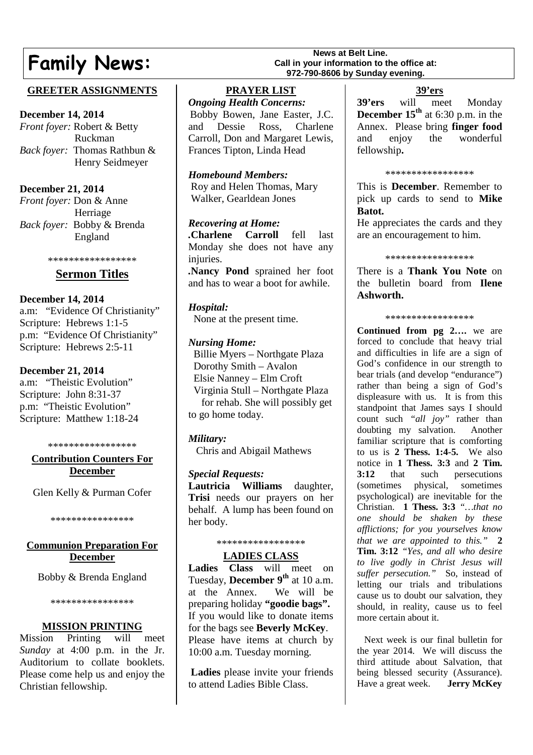# Family News:

**News at Belt Line.**
**Call in your information to the office at:**
**972-790-8606 by Sunday evening.**

## GREETER ASSIGNMENTS

**December 14, 2014**
*Front foyer:* Robert & Betty Ruckman
*Back foyer:* Thomas Rathbun & Henry Seidmeyer

**December 21, 2014**
*Front foyer:* Don & Anne Herriage
*Back foyer:* Bobby & Brenda England

*****************

## Sermon Titles

**December 14, 2014**
a.m: "Evidence Of Christianity"
Scripture: Hebrews 1:1-5
p.m: "Evidence Of Christianity"
Scripture: Hebrews 2:5-11

**December 21, 2014**
a.m: "Theistic Evolution"
Scripture: John 8:31-37
p.m: "Theistic Evolution"
Scripture: Matthew 1:18-24

*****************

## Contribution Counters For December

Glen Kelly & Purman Cofer

****************

## Communion Preparation For December

Bobby & Brenda England

****************

## MISSION PRINTING

Mission Printing will meet *Sunday* at 4:00 p.m. in the Jr. Auditorium to collate booklets. Please come help us and enjoy the Christian fellowship.

## PRAYER LIST

***Ongoing Health Concerns:***
Bobby Bowen, Jane Easter, J.C. and Dessie Ross, Charlene Carroll, Don and Margaret Lewis, Frances Tipton, Linda Head

***Homebound Members:***
Roy and Helen Thomas, Mary Walker, Gearldean Jones

***Recovering at Home:***
**.Charlene Carroll** fell last Monday she does not have any injuries.
**.Nancy Pond** sprained her foot and has to wear a boot for awhile.

***Hospital:***
None at the present time.

***Nursing Home:***
Billie Myers – Northgate Plaza
Dorothy Smith – Avalon
Elsie Nanney – Elm Croft
Virginia Stull – Northgate Plaza for rehab. She will possibly get to go home today.

***Military:***
Chris and Abigail Mathews

***Special Requests:***
**Lautricia Williams** daughter, **Trisi** needs our prayers on her behalf. A lump has been found on her body.

*****************

## LADIES CLASS

**Ladies Class** will meet on Tuesday, **December 9th** at 10 a.m. at the Annex. We will be preparing holiday **"goodie bags".** If you would like to donate items for the bags see **Beverly McKey**. Please have items at church by 10:00 a.m. Tuesday morning.

**Ladies** please invite your friends to attend Ladies Bible Class.

## 39'ers

**39'ers** will meet Monday **December 15th** at 6:30 p.m. in the Annex. Please bring **finger food** and enjoy the wonderful fellowship**.**

*****************

This is **December**. Remember to pick up cards to send to **Mike Batot.**
He appreciates the cards and they are an encouragement to him.

*****************

There is a **Thank You Note** on the bulletin board from **Ilene Ashworth.**

*****************

**Continued from pg 2….** we are forced to conclude that heavy trial and difficulties in life are a sign of God's confidence in our strength to bear trials (and develop "endurance") rather than being a sign of God's displeasure with us. It is from this standpoint that James says I should count such *"all joy"* rather than doubting my salvation. Another familiar scripture that is comforting to us is **2 Thess. 1:4-5.** We also notice in **1 Thess. 3:3** and **2 Tim. 3:12** that such persecutions (sometimes physical, sometimes psychological) are inevitable for the Christian. **1 Thess. 3:3** *"…that no one should be shaken by these afflictions; for you yourselves know that we are appointed to this."* **2 Tim. 3:12** *"Yes, and all who desire to live godly in Christ Jesus will suffer persecution."* So, instead of letting our trials and tribulations cause us to doubt our salvation, they should, in reality, cause us to feel more certain about it.

Next week is our final bulletin for the year 2014. We will discuss the third attitude about Salvation, that being blessed security (Assurance). Have a great week. **Jerry McKey**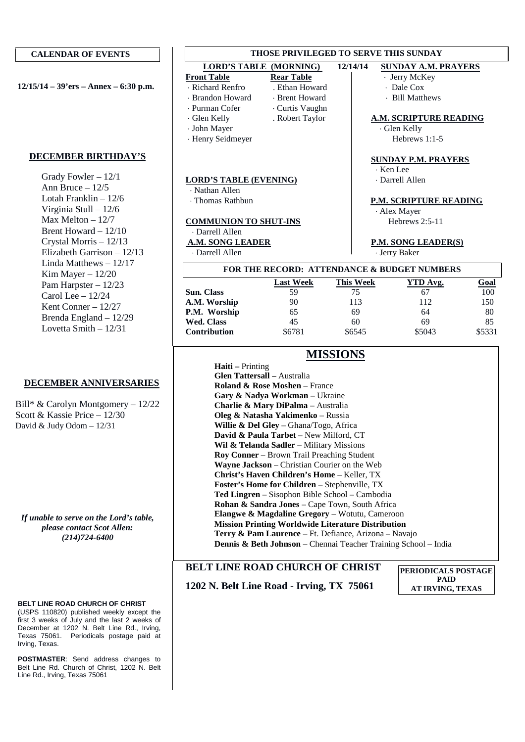## CALENDAR OF EVENTS

**12/15/14 – 39'ers – Annex – 6:30 p.m.**

## DECEMBER BIRTHDAY'S

Grady Fowler – 12/1
Ann Bruce – 12/5
Lotah Franklin – 12/6
Virginia Stull – 12/6
Max Melton – 12/7
Brent Howard – 12/10
Crystal Morris – 12/13
Elizabeth Garrison – 12/13
Linda Matthews – 12/17
Kim Mayer – 12/20
Pam Harpster – 12/23
Carol Lee – 12/24
Kent Conner – 12/27
Brenda England – 12/29
Lovetta Smith – 12/31

## DECEMBER ANNIVERSARIES

Bill* & Carolyn Montgomery – 12/22
Scott & Kassie Price – 12/30
David & Judy Odom – 12/31

***If unable to serve on the Lord's table, please contact Scot Allen: (214)724-6400***

**BELT LINE ROAD CHURCH OF CHRIST** (USPS 110820) published weekly except the first 3 weeks of July and the last 2 weeks of December at 1202 N. Belt Line Rd., Irving, Texas 75061. Periodicals postage paid at Irving, Texas.

**POSTMASTER**: Send address changes to Belt Line Rd. Church of Christ, 1202 N. Belt Line Rd., Irving, Texas 75061

## THOSE PRIVILEGED TO SERVE THIS SUNDAY

**LORD'S TABLE (MORNING)** 12/14/14

**Front Table**
- Richard Renfro
- Brandon Howard
- Purman Cofer
- Glen Kelly
- John Mayer
- Henry Seidmeyer

**Rear Table**
- Ethan Howard
- Brent Howard
- Curtis Vaughn
- Robert Taylor

**LORD'S TABLE (EVENING)**
- Nathan Allen
- Thomas Rathbun

**COMMUNION TO SHUT-INS**
- Darrell Allen

**A.M. SONG LEADER**
- Darrell Allen

**SUNDAY A.M. PRAYERS**
- Jerry McKey
- Dale Cox
- Bill Matthews

**A.M. SCRIPTURE READING**
- Glen Kelly
  Hebrews 1:1-5

**SUNDAY P.M. PRAYERS**
- Ken Lee
- Darrell Allen

**P.M. SCRIPTURE READING**
- Alex Mayer
  Hebrews 2:5-11

**P.M. SONG LEADER(S)**
- Jerry Baker

## FOR THE RECORD: ATTENDANCE & BUDGET NUMBERS

| | Last Week | This Week | YTD Avg. | Goal |
|---|---|---|---|---|
| **Sun. Class** | 59 | 75 | 67 | 100 |
| **A.M. Worship** | 90 | 113 | 112 | 150 |
| **P.M. Worship** | 65 | 69 | 64 | 80 |
| **Wed. Class** | 45 | 60 | 69 | 85 |
| **Contribution** | $6781 | $6545 | $5043 | $5331 |

## MISSIONS

**Haiti –** Printing
**Glen Tattersall –** Australia
**Roland & Rose Moshen** – France
**Gary & Nadya Workman** – Ukraine
**Charlie & Mary DiPalma** – Australia
**Oleg & Natasha Yakimenko** – Russia
**Willie & Del Gley** – Ghana/Togo, Africa
**David & Paula Tarbet** – New Milford, CT
**Wil & Telanda Sadler** – Military Missions
**Roy Conner** – Brown Trail Preaching Student
**Wayne Jackson** – Christian Courier on the Web
**Christ's Haven Children's Home** – Keller, TX
**Foster's Home for Children** – Stephenville, TX
**Ted Lingren** – Sisophon Bible School – Cambodia
**Rohan & Sandra Jones** – Cape Town, South Africa
**Elangwe & Magdaline Gregory** – Wotutu, Cameroon
**Mission Printing Worldwide Literature Distribution**
**Terry & Pam Laurence** – Ft. Defiance, Arizona – Navajo
**Dennis & Beth Johnson** – Chennai Teacher Training School – India

**BELT LINE ROAD CHURCH OF CHRIST**

**1202 N. Belt Line Road - Irving, TX 75061**

**PERIODICALS POSTAGE PAID AT IRVING, TEXAS**